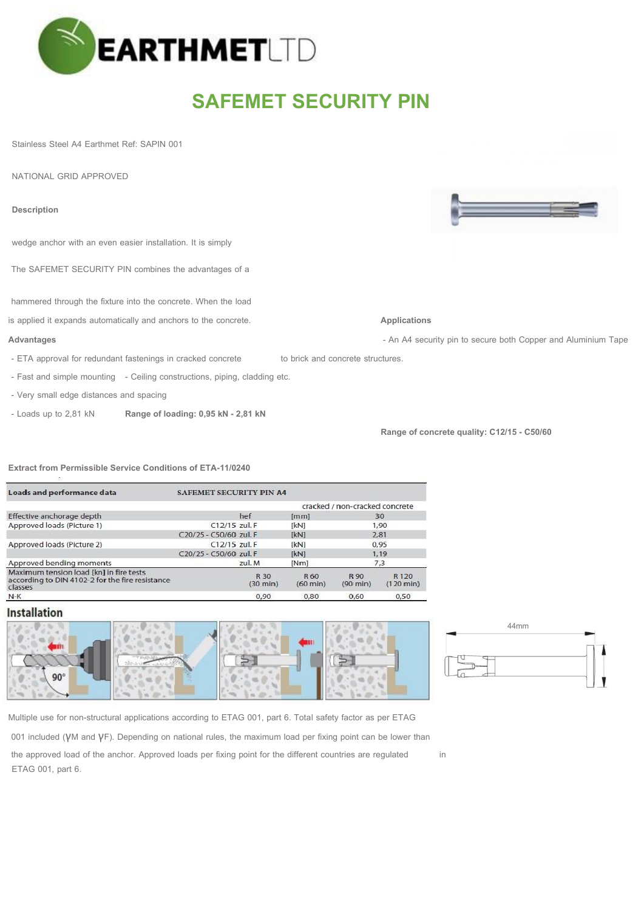# SAFEMET SECURITY PIN

Stainless Steel A4 Earthmet Ref: SAPIN 001

NATIONAL GRID APPROVED

**Description**

The SAFEMET SECURITY PIN combines the advantages of a wedge anchor with an even easier installation. It is simply hammered through the fixture into the concrete. When the load is applied it expands automatically and anchors to the concrete.

**Advantages**

- ETA approval for redundant fastenings in cracked concrete
- Fast and simple mounting
- Very small edge distances and spacing
- Loads up to 2,81 kN

**Applications**

- An A4 security pin to secure both Copper and Aluminium Tape to brick and concrete structures.
- Ceiling constructions, piping, cladding etc.

**Range of loading: 0,95 kN - 2,81 kN**

**Range of concrete quality: C12/15 - C50/60**

**Extract from Permissible Service Conditions of ETA-11/0240**

| Loads and performance data | SAFEMET SECURITY PIN A4 | | | | | |
|---|---|---|---|---|---|---|
| | | | | cracked / non-cracked concrete | | |
| Effective anchorage depth | hef | [mm] | | 30 | | |
| Approved loads (Picture 1) | C12/15 zul. F | [kN] | | 1,90 | | |
| | C20/25 - C50/60 zul. F | [kN] | | 2,81 | | |
| Approved loads (Picture 2) | C12/15 zul. F | [kN] | | 0,95 | | |
| | C20/25 - C50/60 zul. F | [kN] | | 1,19 | | |
| Approved bending moments | zul. M | [Nm] | | 7,3 | | |
| Maximum tension load [kn] in fire tests according to DIN 4102-2 for the fire resistance classes | | R 30 (30 min) | R 60 (60 min) | R 90 (90 min) | R 120 (120 min) | |
| N-K | | 0,90 | 0,80 | 0,60 | 0,50 | |

## Installation

90°

44mm

Multiple use for non-structural applications according to ETAG 001, part 6. Total safety factor as per ETAG 001 included ($\gamma M$ and $\gamma F$). Depending on national rules, the maximum load per fixing point can be lower than the approved load of the anchor. Approved loads per fixing point for the different countries are regulated in ETAG 001, part 6.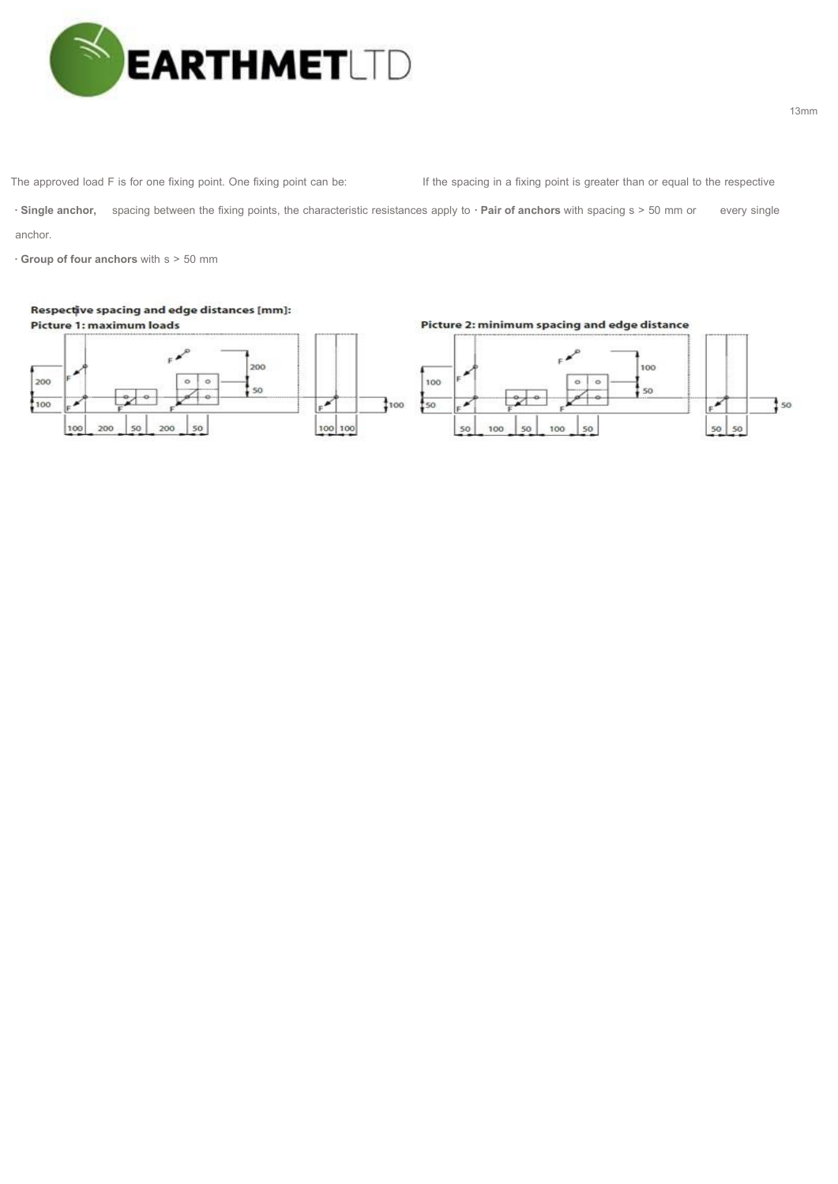13mm

The approved load F is for one fixing point. One fixing point can be:

- **Single anchor,**
- **Pair of anchors** with spacing s > 50 mm or
- **Group of four anchors** with s > 50 mm

If the spacing in a fixing point is greater than or equal to the respective spacing between the fixing points, the characteristic resistances apply to every single anchor.

**Respective spacing and edge distances [mm]:**

**Picture 1: maximum loads**

F
200
50
200
100
F
F
F
F
100
100
200
50
200
50
100
100

**Picture 2: minimum spacing and edge distance**

F
100
50
100
50
F
F
F
F
50
50
100
50
100
50
50
50